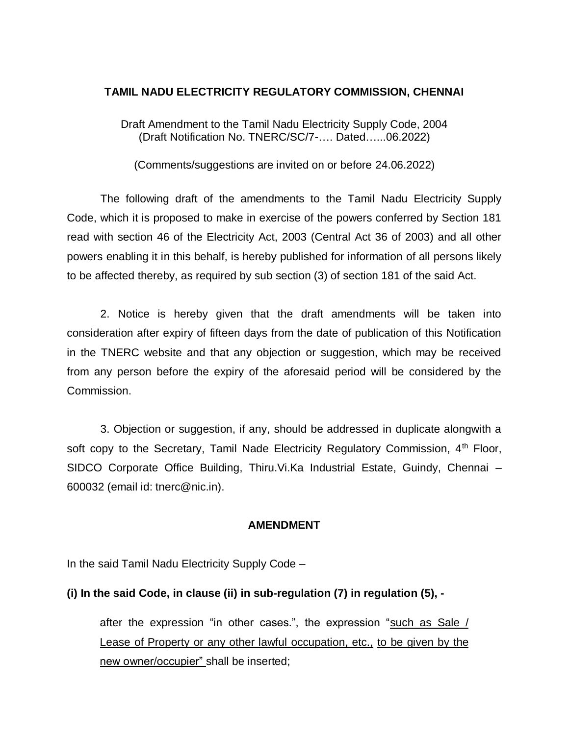**TAMIL NADU ELECTRICITY REGULATORY COMMISSION, CHENNAI**

Draft Amendment to the Tamil Nadu Electricity Supply Code, 2004
(Draft Notification No. TNERC/SC/7-…. Dated…...06.2022)

(Comments/suggestions are invited on or before 24.06.2022)

The following draft of the amendments to the Tamil Nadu Electricity Supply Code, which it is proposed to make in exercise of the powers conferred by Section 181 read with section 46 of the Electricity Act, 2003 (Central Act 36 of 2003) and all other powers enabling it in this behalf, is hereby published for information of all persons likely to be affected thereby, as required by sub section (3) of section 181 of the said Act.

2. Notice is hereby given that the draft amendments will be taken into consideration after expiry of fifteen days from the date of publication of this Notification in the TNERC website and that any objection or suggestion, which may be received from any person before the expiry of the aforesaid period will be considered by the Commission.

3. Objection or suggestion, if any, should be addressed in duplicate alongwith a soft copy to the Secretary, Tamil Nade Electricity Regulatory Commission, 4th Floor, SIDCO Corporate Office Building, Thiru.Vi.Ka Industrial Estate, Guindy, Chennai – 600032 (email id: tnerc@nic.in).

**AMENDMENT**

In the said Tamil Nadu Electricity Supply Code –

**(i) In the said Code, in clause (ii) in sub-regulation (7) in regulation (5), -**

after the expression "in other cases.", the expression "<u>such as Sale / Lease of Property or any other lawful occupation, etc., to be given by the new owner/occupier</u>" shall be inserted;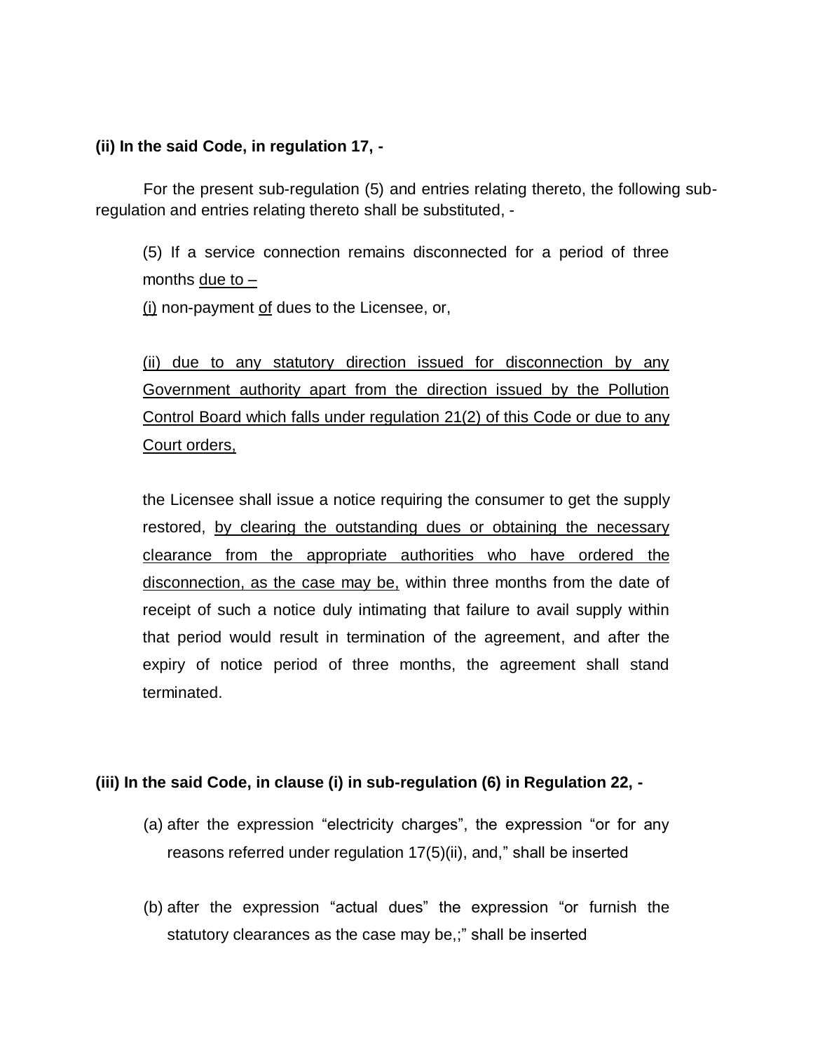**(ii) In the said Code, in regulation 17, -**

For the present sub-regulation (5) and entries relating thereto, the following sub-regulation and entries relating thereto shall be substituted, -

(5) If a service connection remains disconnected for a period of three months <u>due to –</u>

<u>(i)</u> non-payment <u>of</u> dues to the Licensee, or,

<u>(ii) due to any statutory direction issued for disconnection by any Government authority apart from the direction issued by the Pollution Control Board which falls under regulation 21(2) of this Code or due to any Court orders,</u>

the Licensee shall issue a notice requiring the consumer to get the supply restored, <u>by clearing the outstanding dues or obtaining the necessary clearance from the appropriate authorities who have ordered the disconnection, as the case may be,</u> within three months from the date of receipt of such a notice duly intimating that failure to avail supply within that period would result in termination of the agreement, and after the expiry of notice period of three months, the agreement shall stand terminated.

**(iii) In the said Code, in clause (i) in sub-regulation (6) in Regulation 22, -**

(a) after the expression "electricity charges", the expression "or for any reasons referred under regulation 17(5)(ii), and," shall be inserted

(b) after the expression "actual dues" the expression "or furnish the statutory clearances as the case may be,;" shall be inserted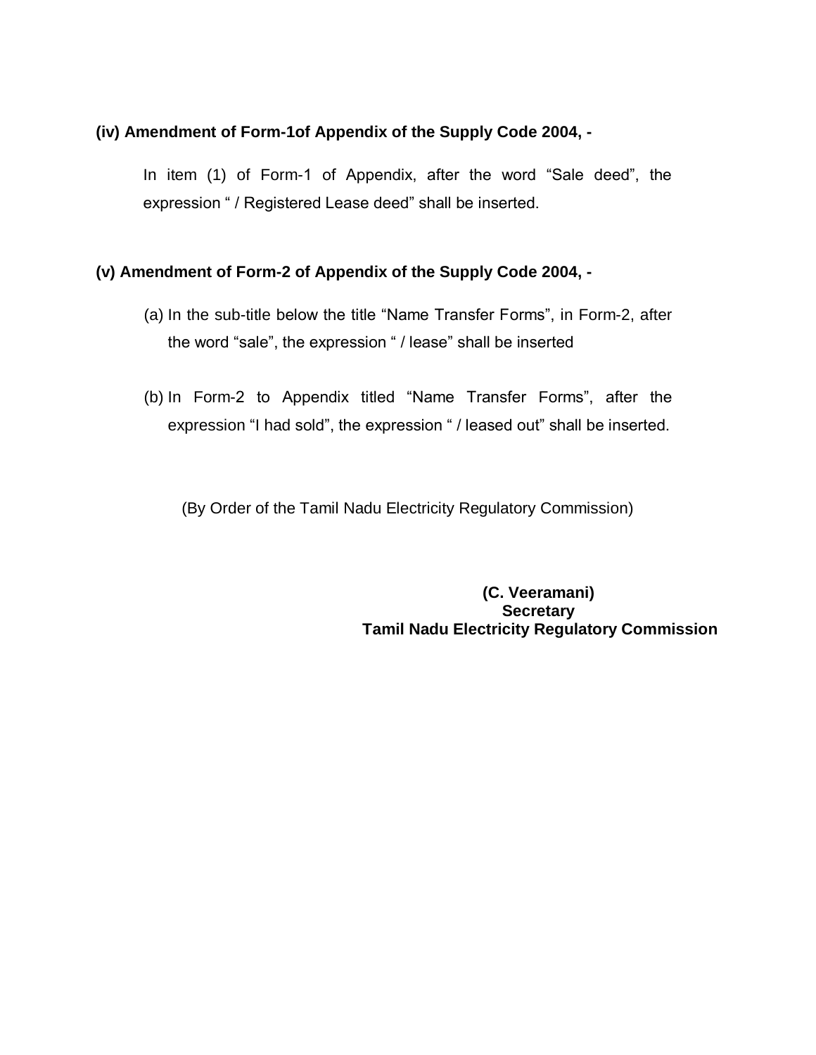**(iv) Amendment of Form-1of Appendix of the Supply Code 2004, -**

In item (1) of Form-1 of Appendix, after the word "Sale deed", the expression " / Registered Lease deed" shall be inserted.

**(v) Amendment of Form-2 of Appendix of the Supply Code 2004, -**

(a) In the sub-title below the title "Name Transfer Forms", in Form-2, after the word "sale", the expression " / lease" shall be inserted

(b) In Form-2 to Appendix titled "Name Transfer Forms", after the expression "I had sold", the expression " / leased out" shall be inserted.

(By Order of the Tamil Nadu Electricity Regulatory Commission)

**(C. Veeramani)**
**Secretary**
**Tamil Nadu Electricity Regulatory Commission**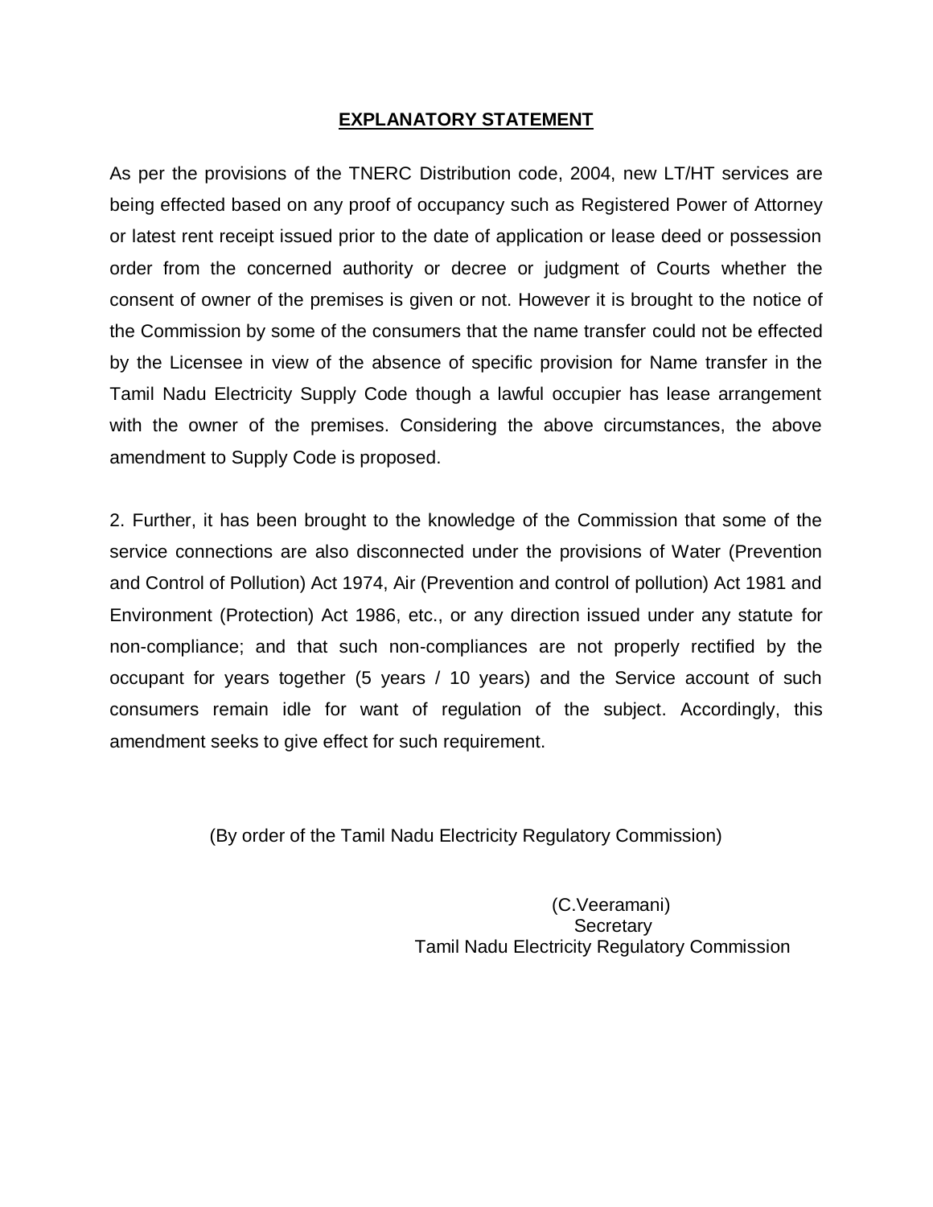## EXPLANATORY STATEMENT

As per the provisions of the TNERC Distribution code, 2004, new LT/HT services are being effected based on any proof of occupancy such as Registered Power of Attorney or latest rent receipt issued prior to the date of application or lease deed or possession order from the concerned authority or decree or judgment of Courts whether the consent of owner of the premises is given or not. However it is brought to the notice of the Commission by some of the consumers that the name transfer could not be effected by the Licensee in view of the absence of specific provision for Name transfer in the Tamil Nadu Electricity Supply Code though a lawful occupier has lease arrangement with the owner of the premises. Considering the above circumstances, the above amendment to Supply Code is proposed.

2. Further, it has been brought to the knowledge of the Commission that some of the service connections are also disconnected under the provisions of Water (Prevention and Control of Pollution) Act 1974, Air (Prevention and control of pollution) Act 1981 and Environment (Protection) Act 1986, etc., or any direction issued under any statute for non-compliance; and that such non-compliances are not properly rectified by the occupant for years together (5 years / 10 years) and the Service account of such consumers remain idle for want of regulation of the subject. Accordingly, this amendment seeks to give effect for such requirement.

(By order of the Tamil Nadu Electricity Regulatory Commission)

(C.Veeramani)
Secretary
Tamil Nadu Electricity Regulatory Commission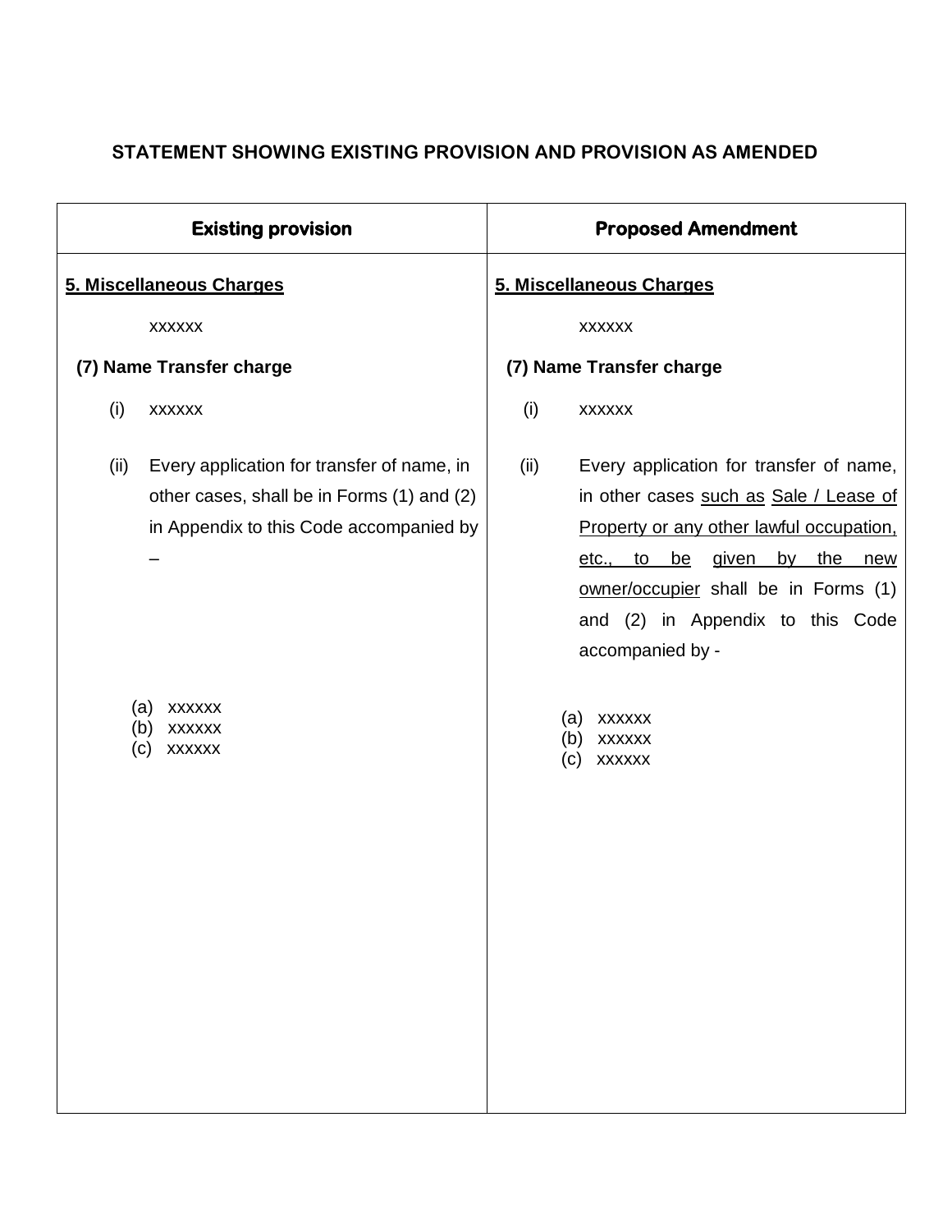## STATEMENT SHOWING EXISTING PROVISION AND PROVISION AS AMENDED

| Existing provision | Proposed Amendment |
| --- | --- |
| **5. Miscellaneous Charges**<br><br>xxxxxx<br><br>**(7) Name Transfer charge**<br><br>(i) xxxxxx<br><br>(ii) Every application for transfer of name, in other cases, shall be in Forms (1) and (2) in Appendix to this Code accompanied by –<br><br>(a) xxxxxx<br>(b) xxxxxx<br>(c) xxxxxx | **5. Miscellaneous Charges**<br><br>xxxxxx<br><br>**(7) Name Transfer charge**<br><br>(i) xxxxxx<br><br>(ii) Every application for transfer of name, in other cases such as Sale / Lease of Property or any other lawful occupation, etc., to be given by the new owner/occupier shall be in Forms (1) and (2) in Appendix to this Code accompanied by -<br><br>(a) xxxxxx<br>(b) xxxxxx<br>(c) xxxxxx |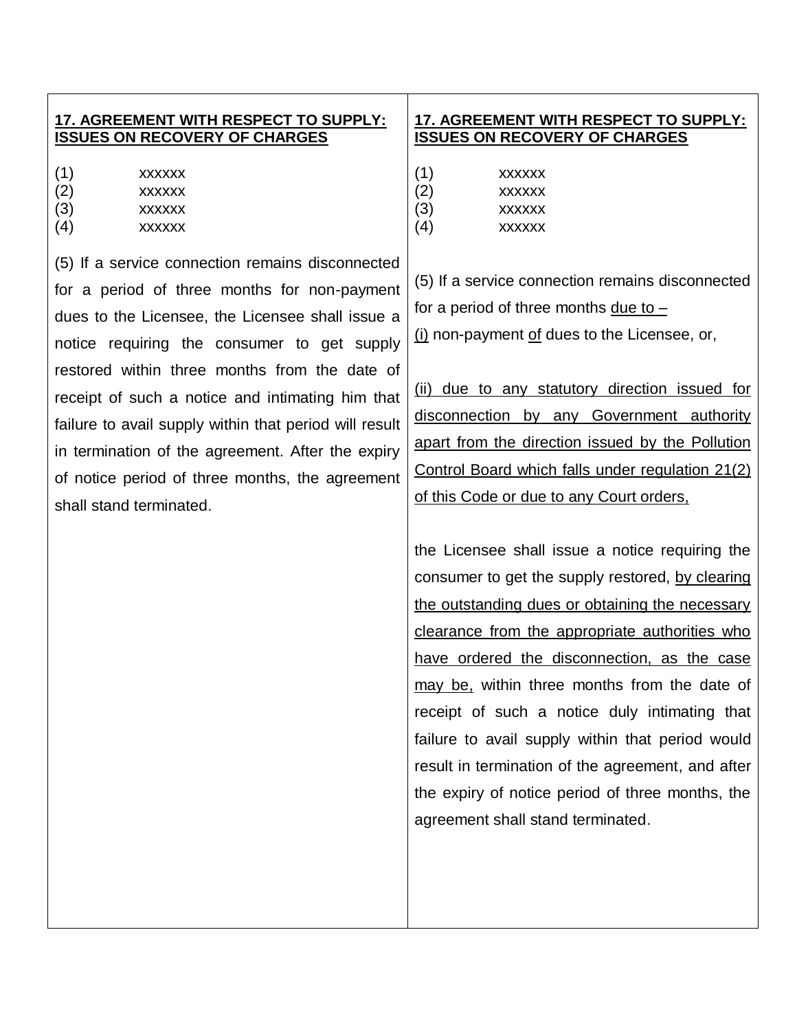| 17. AGREEMENT WITH RESPECT TO SUPPLY: ISSUES ON RECOVERY OF CHARGES | 17. AGREEMENT WITH RESPECT TO SUPPLY: ISSUES ON RECOVERY OF CHARGES |
|---|---|
| (1) xxxxxx<br>(2) xxxxxx<br>(3) xxxxxx<br>(4) xxxxxx | (1) xxxxxx<br>(2) xxxxxx<br>(3) xxxxxx<br>(4) xxxxxx |
| (5) If a service connection remains disconnected for a period of three months for non-payment dues to the Licensee, the Licensee shall issue a notice requiring the consumer to get supply restored within three months from the date of receipt of such a notice and intimating him that failure to avail supply within that period will result in termination of the agreement. After the expiry of notice period of three months, the agreement shall stand terminated. | (5) If a service connection remains disconnected for a period of three months <u>due to –</u><br><u>(i)</u> non-payment <u>of</u> dues to the Licensee, or,<br><br><u>(ii) due to any statutory direction issued for disconnection by any Government authority apart from the direction issued by the Pollution Control Board which falls under regulation 21(2) of this Code or due to any Court orders,</u><br><br>the Licensee shall issue a notice requiring the consumer to get the supply restored, <u>by clearing the outstanding dues or obtaining the necessary clearance from the appropriate authorities who have ordered the disconnection, as the case may be,</u> within three months from the date of receipt of such a notice duly intimating that failure to avail supply within that period would result in termination of the agreement, and after the expiry of notice period of three months, the agreement shall stand terminated. |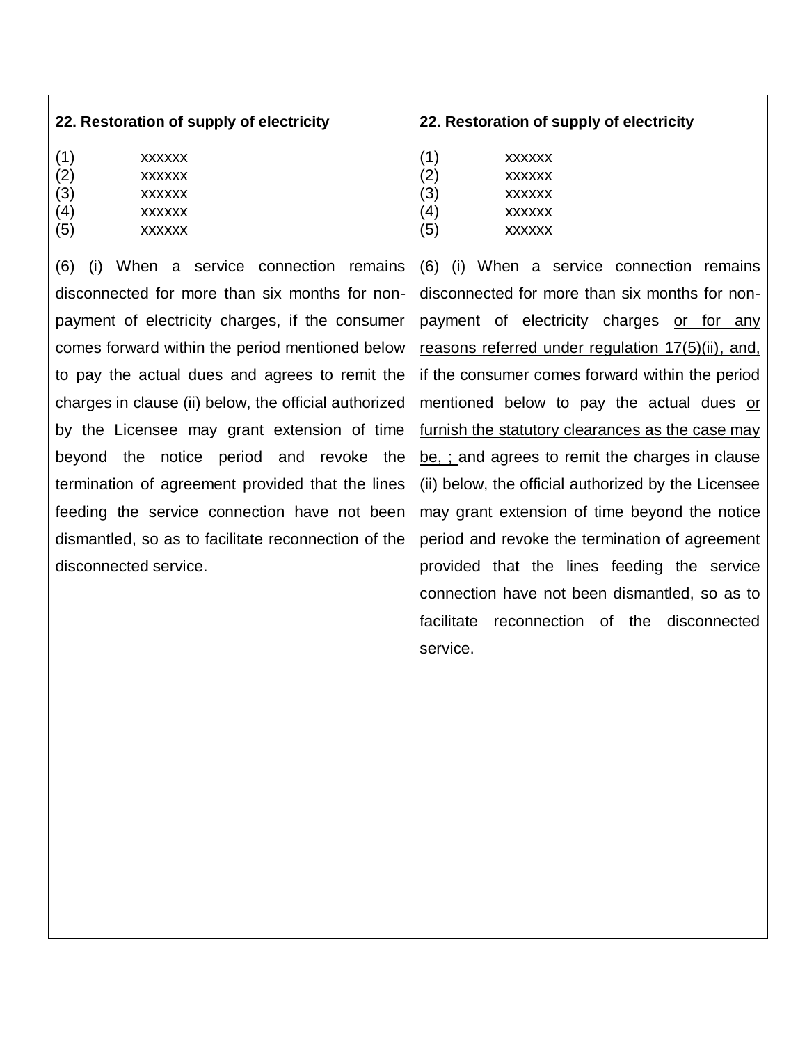| 22. Restoration of supply of electricity | 22. Restoration of supply of electricity |
|---|---|
| (1) xxxxxx<br>(2) xxxxxx<br>(3) xxxxxx<br>(4) xxxxxx<br>(5) xxxxxx | (1) xxxxxx<br>(2) xxxxxx<br>(3) xxxxxx<br>(4) xxxxxx<br>(5) xxxxxx |
| (6) (i) When a service connection remains disconnected for more than six months for non-payment of electricity charges, if the consumer comes forward within the period mentioned below to pay the actual dues and agrees to remit the charges in clause (ii) below, the official authorized by the Licensee may grant extension of time beyond the notice period and revoke the termination of agreement provided that the lines feeding the service connection have not been dismantled, so as to facilitate reconnection of the disconnected service. | (6) (i) When a service connection remains disconnected for more than six months for non-payment of electricity charges <u>or for any reasons referred under regulation 17(5)(ii), and,</u> if the consumer comes forward within the period mentioned below to pay the actual dues <u>or furnish the statutory clearances as the case may be, ;</u> and agrees to remit the charges in clause (ii) below, the official authorized by the Licensee may grant extension of time beyond the notice period and revoke the termination of agreement provided that the lines feeding the service connection have not been dismantled, so as to facilitate reconnection of the disconnected service. |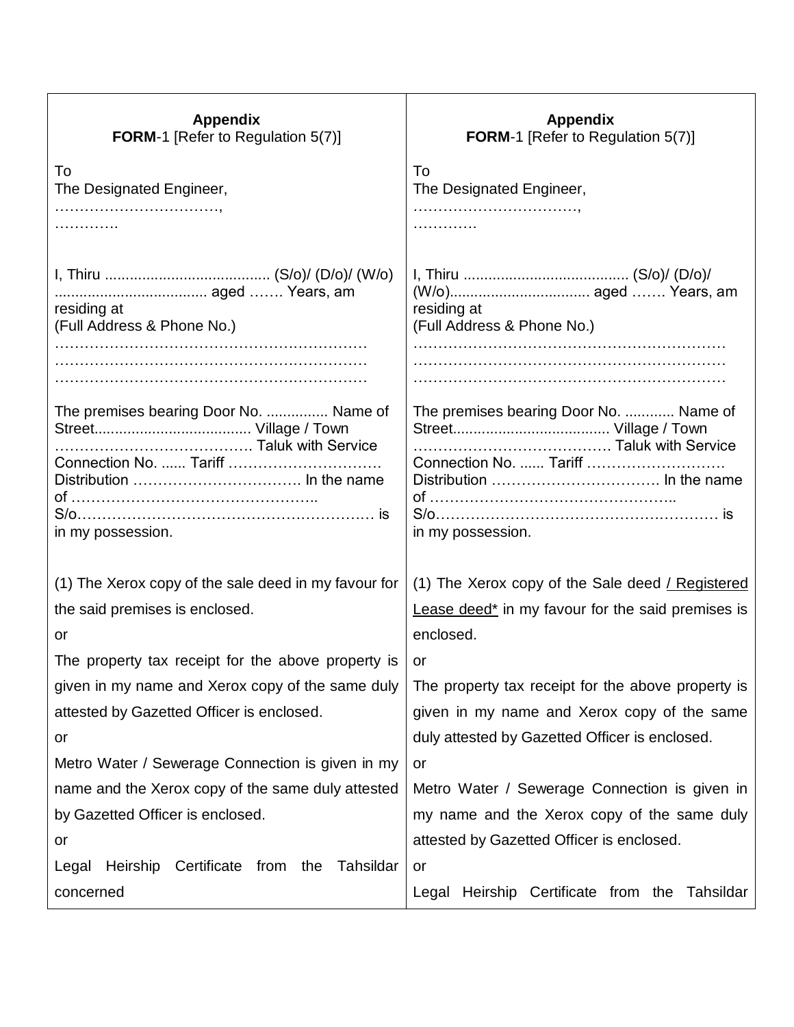| **Appendix**<br>**FORM**-1 [Refer to Regulation 5(7)] | **Appendix**<br>**FORM**-1 [Refer to Regulation 5(7)] |
|---|---|
| To<br>The Designated Engineer,<br>……………………………,<br>…………. | To<br>The Designated Engineer,<br>……………………………,<br>…………. |
| I, Thiru ....................................... (S/o)/ (D/o)/ (W/o) .................................... aged ……. Years, am residing at<br>(Full Address & Phone No.)<br>………………………………………………………<br>………………………………………………………<br>……………………………………………………… | I, Thiru ....................................... (S/o)/ (D/o)/ (W/o).................................. aged ……. Years, am residing at<br>(Full Address & Phone No.)<br>………………………………………………………<br>………………………………………………………<br>……………………………………………………… |
| The premises bearing Door No. ............... Name of Street...................................... Village / Town ………………………………… Taluk with Service Connection No. ...... Tariff ………………………… Distribution ……………………………. In the name of ………………………………………….. S/o…………………………………………………. is in my possession. | The premises bearing Door No. ............ Name of Street...................................... Village / Town ………………………………… Taluk with Service Connection No. ...... Tariff ……………………… Distribution ……………………………. In the name of ………………………………………….. S/o…………………………………………………. is in my possession. |
| (1) The Xerox copy of the sale deed in my favour for the said premises is enclosed.<br>or<br>The property tax receipt for the above property is given in my name and Xerox copy of the same duly attested by Gazetted Officer is enclosed.<br>or<br>Metro Water / Sewerage Connection is given in my name and the Xerox copy of the same duly attested by Gazetted Officer is enclosed.<br>or<br>Legal Heirship Certificate from the Tahsildar concerned | (1) The Xerox copy of the Sale deed <u>/ Registered Lease deed*</u> in my favour for the said premises is enclosed.<br>or<br>The property tax receipt for the above property is given in my name and Xerox copy of the same duly attested by Gazetted Officer is enclosed.<br>or<br>Metro Water / Sewerage Connection is given in my name and the Xerox copy of the same duly attested by Gazetted Officer is enclosed.<br>or<br>Legal Heirship Certificate from the Tahsildar |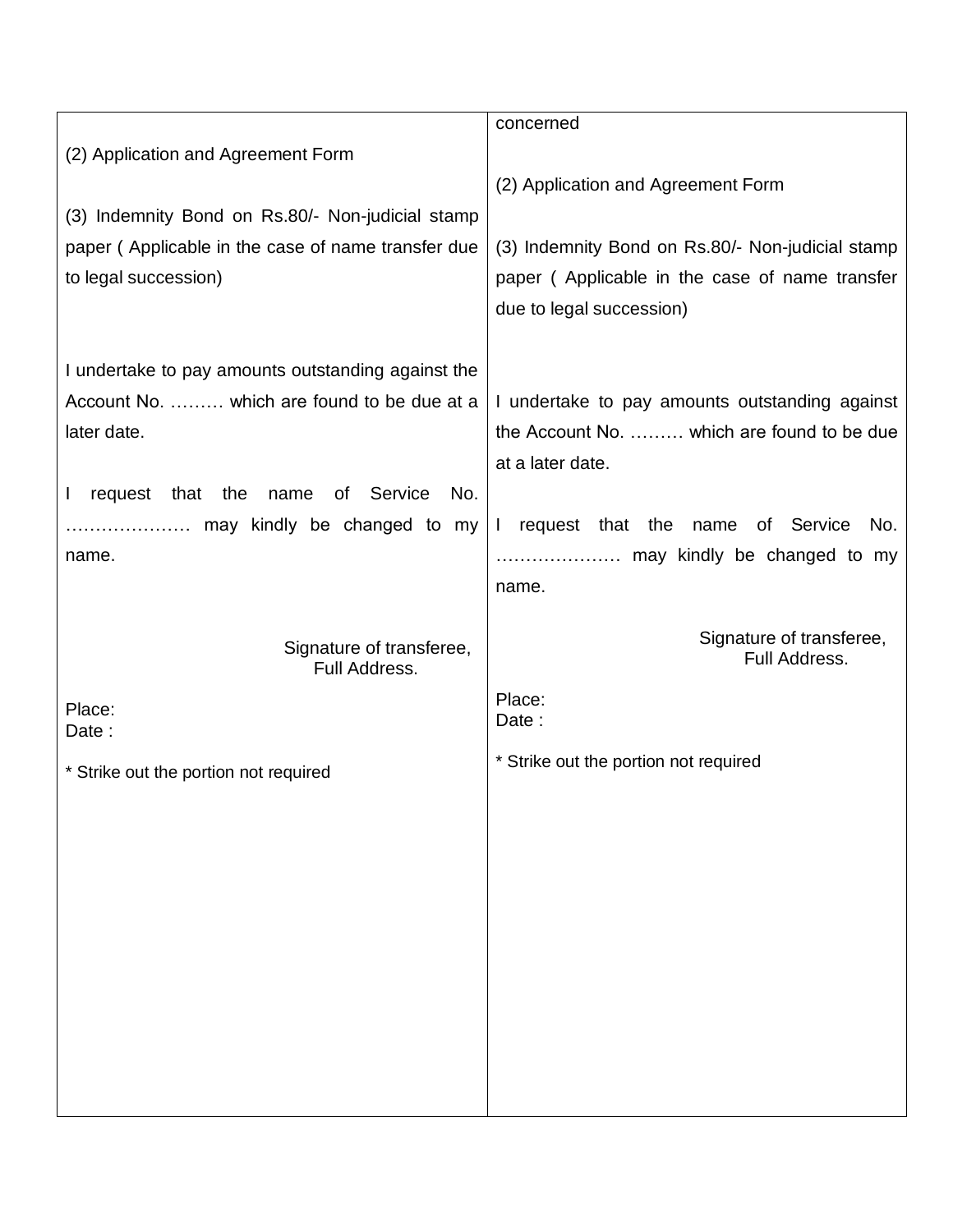| | |
|---|---|
| (2) Application and Agreement Form<br><br>(3) Indemnity Bond on Rs.80/- Non-judicial stamp paper ( Applicable in the case of name transfer due to legal succession)<br><br>I undertake to pay amounts outstanding against the Account No. ……… which are found to be due at a later date.<br><br>I request that the name of Service No. ………………… may kindly be changed to my name.<br><br>Signature of transferee,<br>Full Address.<br><br>Place:<br>Date :<br><br>* Strike out the portion not required | concerned<br><br>(2) Application and Agreement Form<br><br>(3) Indemnity Bond on Rs.80/- Non-judicial stamp paper ( Applicable in the case of name transfer due to legal succession)<br><br>I undertake to pay amounts outstanding against the Account No. ……… which are found to be due at a later date.<br><br>I request that the name of Service No. ………………… may kindly be changed to my name.<br><br>Signature of transferee,<br>Full Address.<br><br>Place:<br>Date :<br><br>* Strike out the portion not required |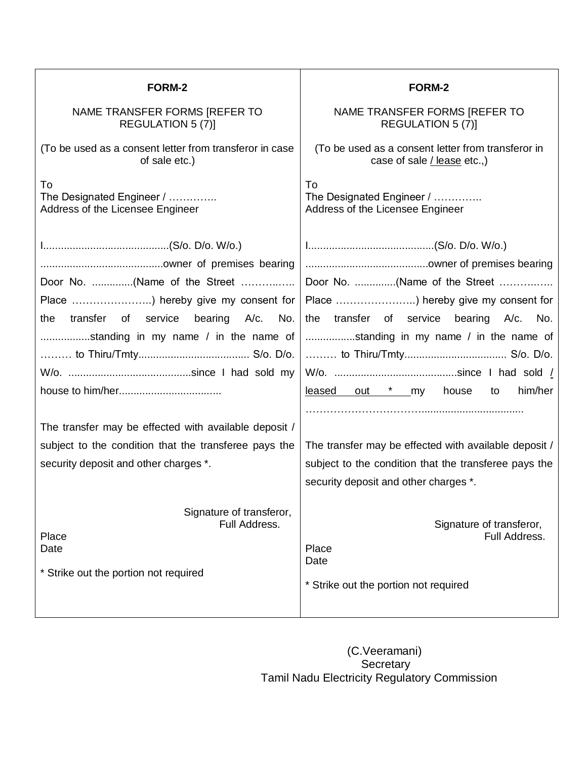**FORM-2**

NAME TRANSFER FORMS [REFER TO REGULATION 5 (7)]

(To be used as a consent letter from transferor in case of sale etc.)

To
The Designated Engineer / …………..
Address of the Licensee Engineer

I..........................................(S/o. D/o. W/o.) ..........................................owner of premises bearing Door No. ..............(Name of the Street ……….….. Place …………………..) hereby give my consent for the transfer of service bearing A/c. No. .................standing in my name / in the name of ……… to Thiru/Tmty...................................... S/o. D/o. W/o. ..........................................since I had sold my house to him/her...................................

The transfer may be effected with available deposit / subject to the condition that the transferee pays the security deposit and other charges *.

Signature of transferor,
Full Address.

Place
Date

* Strike out the portion not required

**FORM-2**

NAME TRANSFER FORMS [REFER TO REGULATION 5 (7)]

(To be used as a consent letter from transferor in case of sale / lease etc.,)

To
The Designated Engineer / …………..
Address of the Licensee Engineer

I..........................................(S/o. D/o. W/o.) ..........................................owner of premises bearing Door No. ..............(Name of the Street ……….….. Place …………………..) hereby give my consent for the transfer of service bearing A/c. No. .................standing in my name / in the name of ……… to Thiru/Tmty................................... S/o. D/o. W/o. ..........................................since I had sold / leased out * my house to him/her ……………………………...................................

The transfer may be effected with available deposit / subject to the condition that the transferee pays the security deposit and other charges *.

Signature of transferor,
Full Address.

Place
Date

* Strike out the portion not required

(C.Veeramani)
Secretary
Tamil Nadu Electricity Regulatory Commission